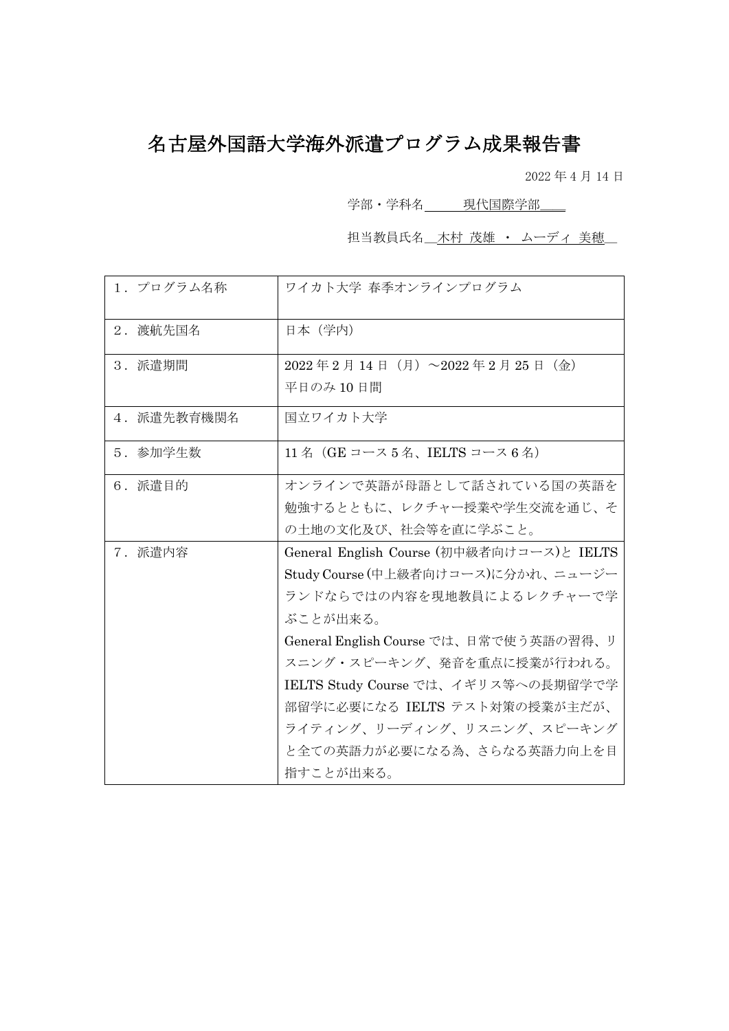# 名古屋外国語大学海外派遣プログラム成果報告書

2022 年 4 月 14 日

学部・学科名　　　現代国際学部

担当教員氏名　木村 茂雄 ・ ムーディ 美穂

| | |
|---|---|
| 1．プログラム名称 | ワイカト大学 春季オンラインプログラム |
| 2．渡航先国名 | 日本（学内） |
| 3．派遣期間 | 2022 年 2 月 14 日（月）～2022 年 2 月 25 日（金）<br>平日のみ 10 日間 |
| 4．派遣先教育機関名 | 国立ワイカト大学 |
| 5．参加学生数 | 11 名（GE コース 5 名、IELTS コース 6 名） |
| 6．派遣目的 | オンラインで英語が母語として話されている国の英語を勉強するとともに、レクチャー授業や学生交流を通じ、その土地の文化及び、社会等を直に学ぶこと。 |
| 7．派遣内容 | General English Course (初中級者向けコース)と IELTS Study Course (中上級者向けコース)に分かれ、ニュージーランドならではの内容を現地教員によるレクチャーで学ぶことが出来る。<br>General English Course では、日常で使う英語の習得、リスニング・スピーキング、発音を重点に授業が行われる。<br>IELTS Study Course では、イギリス等への長期留学で学部留学に必要になる IELTS テスト対策の授業が主だが、ライティング、リーディング、リスニング、スピーキングと全ての英語力が必要になる為、さらなる英語力向上を目指すことが出来る。 |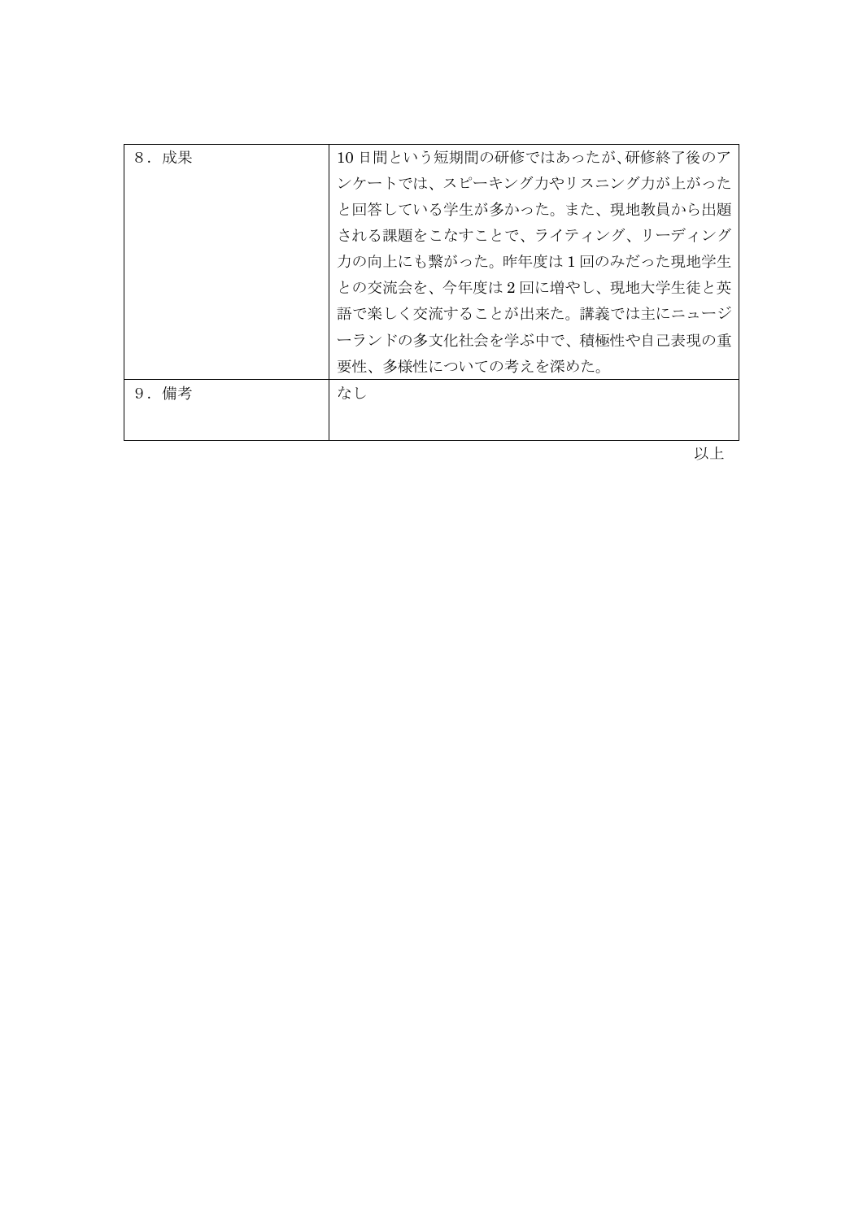| ８．成果 | 10 日間という短期間の研修ではあったが、研修終了後のアンケートでは、スピーキング力やリスニング力が上がったと回答している学生が多かった。また、現地教員から出題される課題をこなすことで、ライティング、リーディング力の向上にも繋がった。昨年度は 1 回のみだった現地学生との交流会を、今年度は 2 回に増やし、現地大学生徒と英語で楽しく交流することが出来た。講義では主にニュージーランドの多文化社会を学ぶ中で、積極性や自己表現の重要性、多様性についての考えを深めた。 |
|---|---|
| ９．備考 | なし |

以上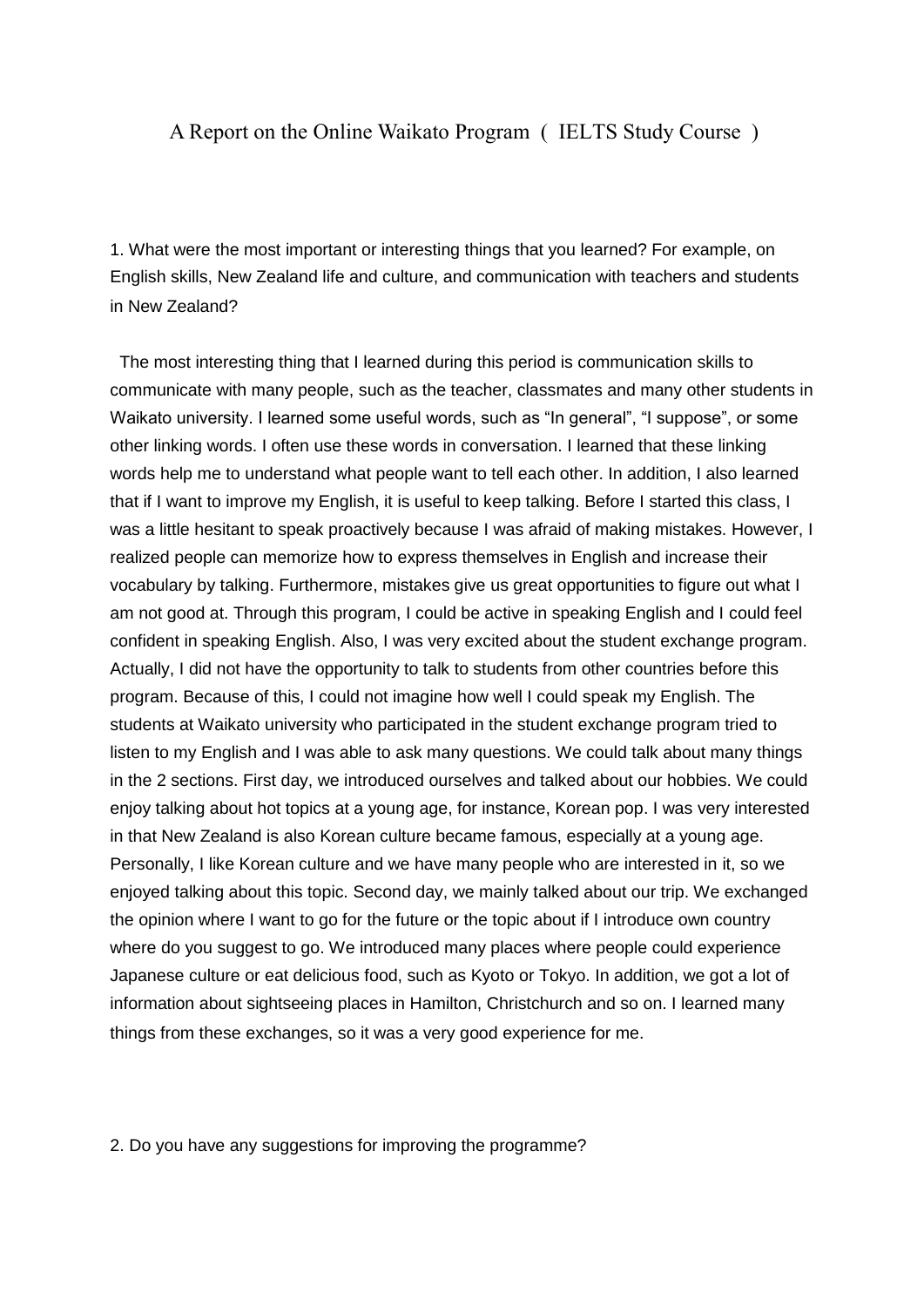# A Report on the Online Waikato Program ( IELTS Study Course )

1. What were the most important or interesting things that you learned? For example, on English skills, New Zealand life and culture, and communication with teachers and students in New Zealand?

The most interesting thing that I learned during this period is communication skills to communicate with many people, such as the teacher, classmates and many other students in Waikato university. I learned some useful words, such as "In general", "I suppose", or some other linking words. I often use these words in conversation. I learned that these linking words help me to understand what people want to tell each other. In addition, I also learned that if I want to improve my English, it is useful to keep talking. Before I started this class, I was a little hesitant to speak proactively because I was afraid of making mistakes. However, I realized people can memorize how to express themselves in English and increase their vocabulary by talking. Furthermore, mistakes give us great opportunities to figure out what I am not good at. Through this program, I could be active in speaking English and I could feel confident in speaking English. Also, I was very excited about the student exchange program. Actually, I did not have the opportunity to talk to students from other countries before this program. Because of this, I could not imagine how well I could speak my English. The students at Waikato university who participated in the student exchange program tried to listen to my English and I was able to ask many questions. We could talk about many things in the 2 sections. First day, we introduced ourselves and talked about our hobbies. We could enjoy talking about hot topics at a young age, for instance, Korean pop. I was very interested in that New Zealand is also Korean culture became famous, especially at a young age. Personally, I like Korean culture and we have many people who are interested in it, so we enjoyed talking about this topic. Second day, we mainly talked about our trip. We exchanged the opinion where I want to go for the future or the topic about if I introduce own country where do you suggest to go. We introduced many places where people could experience Japanese culture or eat delicious food, such as Kyoto or Tokyo. In addition, we got a lot of information about sightseeing places in Hamilton, Christchurch and so on. I learned many things from these exchanges, so it was a very good experience for me.

2. Do you have any suggestions for improving the programme?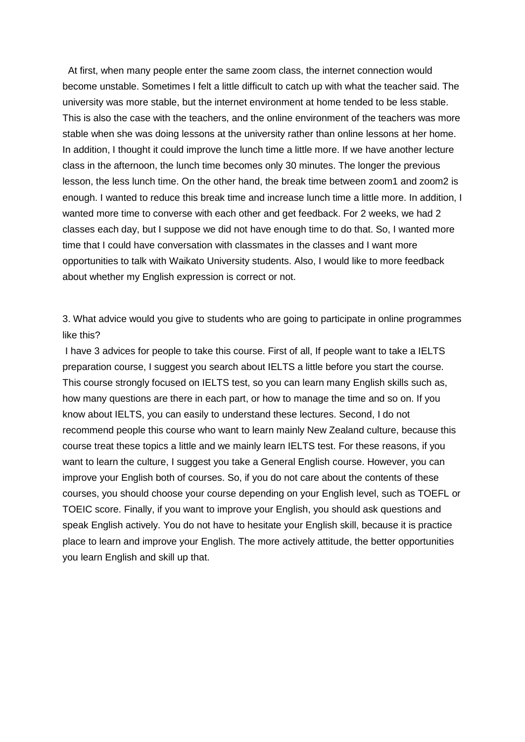At first, when many people enter the same zoom class, the internet connection would become unstable. Sometimes I felt a little difficult to catch up with what the teacher said. The university was more stable, but the internet environment at home tended to be less stable. This is also the case with the teachers, and the online environment of the teachers was more stable when she was doing lessons at the university rather than online lessons at her home. In addition, I thought it could improve the lunch time a little more. If we have another lecture class in the afternoon, the lunch time becomes only 30 minutes. The longer the previous lesson, the less lunch time. On the other hand, the break time between zoom1 and zoom2 is enough. I wanted to reduce this break time and increase lunch time a little more. In addition, I wanted more time to converse with each other and get feedback. For 2 weeks, we had 2 classes each day, but I suppose we did not have enough time to do that. So, I wanted more time that I could have conversation with classmates in the classes and I want more opportunities to talk with Waikato University students. Also, I would like to more feedback about whether my English expression is correct or not.

3. What advice would you give to students who are going to participate in online programmes like this?

I have 3 advices for people to take this course. First of all, If people want to take a IELTS preparation course, I suggest you search about IELTS a little before you start the course. This course strongly focused on IELTS test, so you can learn many English skills such as, how many questions are there in each part, or how to manage the time and so on. If you know about IELTS, you can easily to understand these lectures. Second, I do not recommend people this course who want to learn mainly New Zealand culture, because this course treat these topics a little and we mainly learn IELTS test. For these reasons, if you want to learn the culture, I suggest you take a General English course. However, you can improve your English both of courses. So, if you do not care about the contents of these courses, you should choose your course depending on your English level, such as TOEFL or TOEIC score. Finally, if you want to improve your English, you should ask questions and speak English actively. You do not have to hesitate your English skill, because it is practice place to learn and improve your English. The more actively attitude, the better opportunities you learn English and skill up that.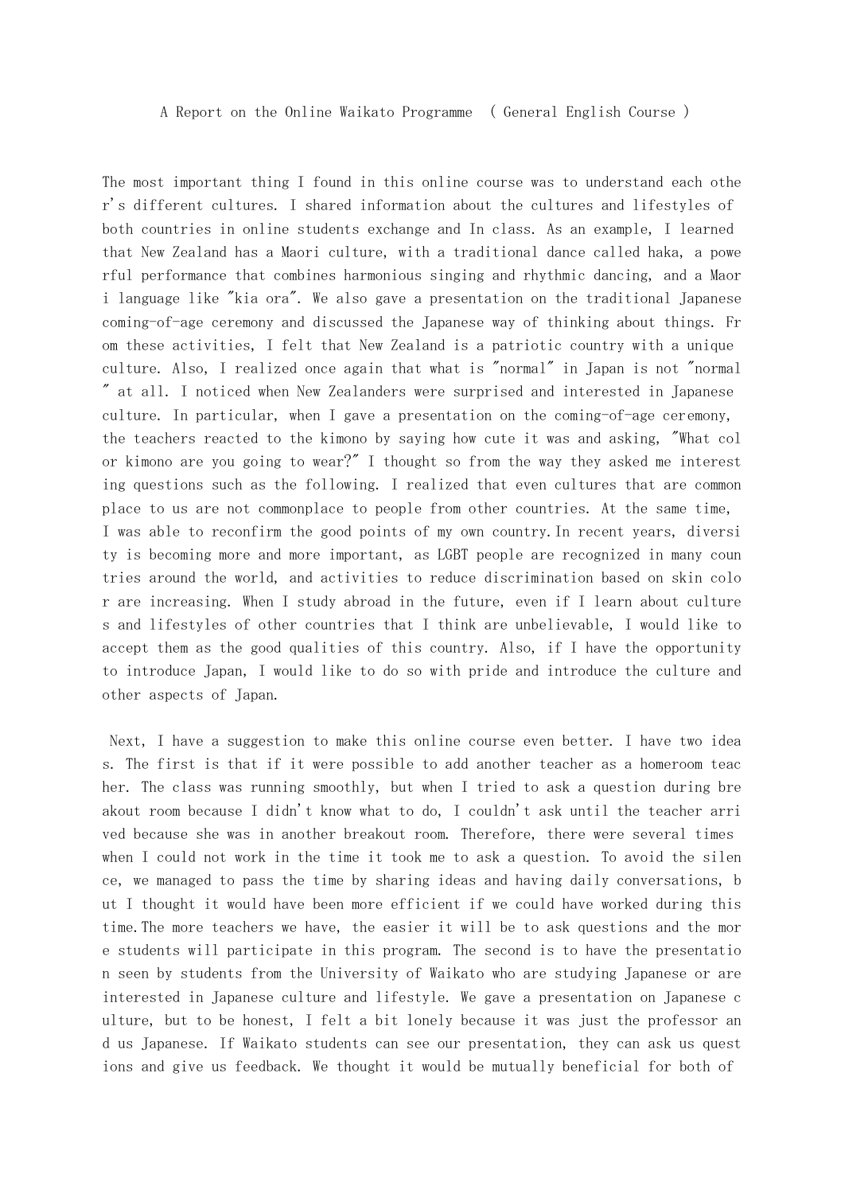A Report on the Online Waikato Programme （ General English Course ）

The most important thing I found in this online course was to understand each other's different cultures. I shared information about the cultures and lifestyles of both countries in online students exchange and In class. As an example, I learned that New Zealand has a Maori culture, with a traditional dance called haka, a powerful performance that combines harmonious singing and rhythmic dancing, and a Maori language like "kia ora". We also gave a presentation on the traditional Japanese coming-of-age ceremony and discussed the Japanese way of thinking about things. From these activities, I felt that New Zealand is a patriotic country with a unique culture. Also, I realized once again that what is "normal" in Japan is not "normal" at all. I noticed when New Zealanders were surprised and interested in Japanese culture. In particular, when I gave a presentation on the coming-of-age ceremony, the teachers reacted to the kimono by saying how cute it was and asking, "What color kimono are you going to wear?" I thought so from the way they asked me interesting questions such as the following. I realized that even cultures that are commonplace to us are not commonplace to people from other countries. At the same time, I was able to reconfirm the good points of my own country.In recent years, diversity is becoming more and more important, as LGBT people are recognized in many countries around the world, and activities to reduce discrimination based on skin color are increasing. When I study abroad in the future, even if I learn about cultures and lifestyles of other countries that I think are unbelievable, I would like to accept them as the good qualities of this country. Also, if I have the opportunity to introduce Japan, I would like to do so with pride and introduce the culture and other aspects of Japan.

Next, I have a suggestion to make this online course even better. I have two ideas. The first is that if it were possible to add another teacher as a homeroom teacher. The class was running smoothly, but when I tried to ask a question during breakout room because I didn't know what to do, I couldn't ask until the teacher arrived because she was in another breakout room. Therefore, there were several times when I could not work in the time it took me to ask a question. To avoid the silence, we managed to pass the time by sharing ideas and having daily conversations, but I thought it would have been more efficient if we could have worked during this time.The more teachers we have, the easier it will be to ask questions and the more students will participate in this program. The second is to have the presentation seen by students from the University of Waikato who are studying Japanese or are interested in Japanese culture and lifestyle. We gave a presentation on Japanese culture, but to be honest, I felt a bit lonely because it was just the professor and us Japanese. If Waikato students can see our presentation, they can ask us questions and give us feedback. We thought it would be mutually beneficial for both of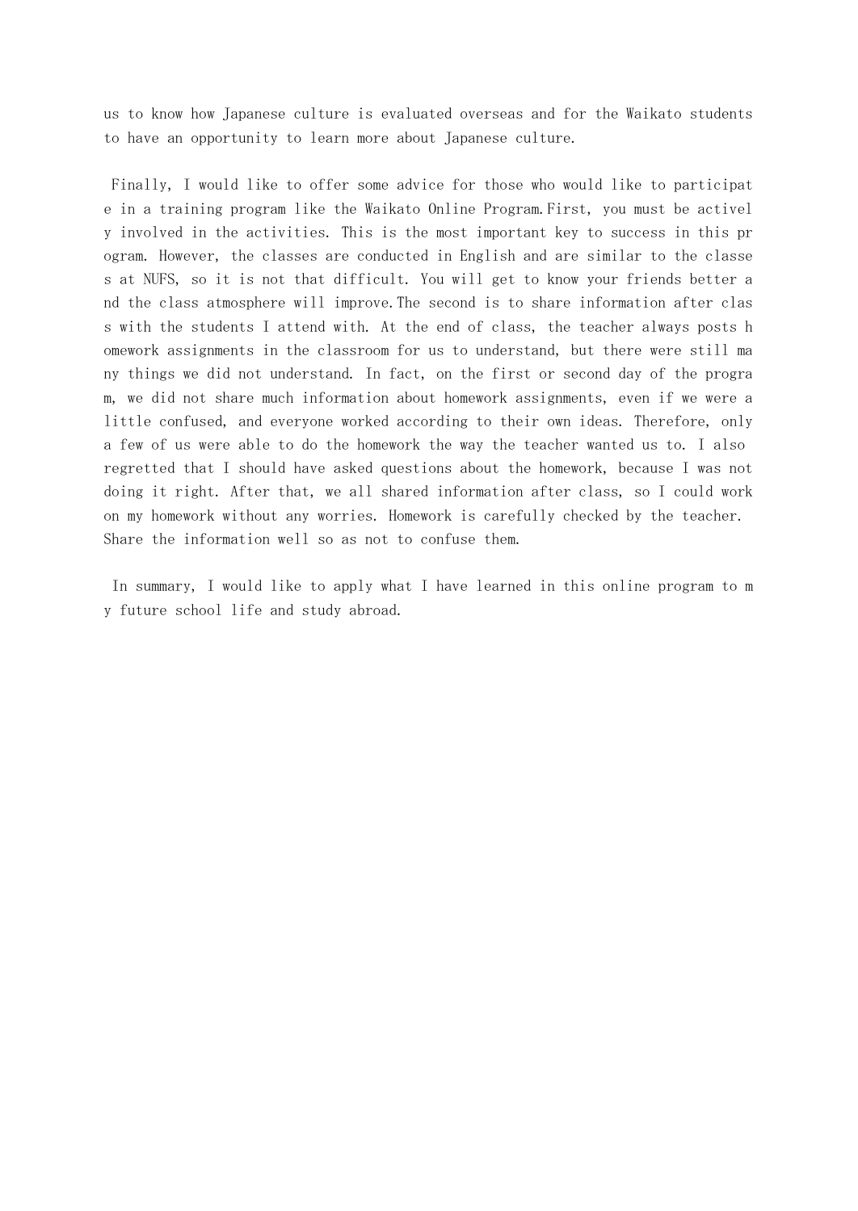us to know how Japanese culture is evaluated overseas and for the Waikato students to have an opportunity to learn more about Japanese culture.

Finally, I would like to offer some advice for those who would like to participate in a training program like the Waikato Online Program.First, you must be actively involved in the activities. This is the most important key to success in this program. However, the classes are conducted in English and are similar to the classes at NUFS, so it is not that difficult. You will get to know your friends better and the class atmosphere will improve.The second is to share information after class with the students I attend with. At the end of class, the teacher always posts homework assignments in the classroom for us to understand, but there were still many things we did not understand. In fact, on the first or second day of the program, we did not share much information about homework assignments, even if we were a little confused, and everyone worked according to their own ideas. Therefore, only a few of us were able to do the homework the way the teacher wanted us to. I also regretted that I should have asked questions about the homework, because I was not doing it right. After that, we all shared information after class, so I could work on my homework without any worries. Homework is carefully checked by the teacher. Share the information well so as not to confuse them.

In summary, I would like to apply what I have learned in this online program to my future school life and study abroad.